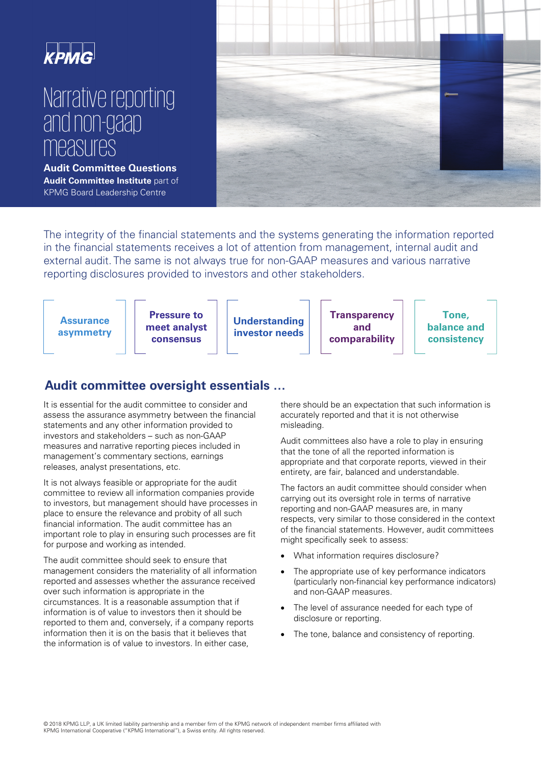KPMG

# Narrative reporting and non-gaap measures

**Audit Committee Questions**

**Audit Committee Institute** part of KPMG Board Leadership Centre

The integrity of the financial statements and the systems generating the information reported in the financial statements receives a lot of attention from management, internal audit and external audit. The same is not always true for non-GAAP measures and various narrative reporting disclosures provided to investors and other stakeholders.

**Assurance asymmetry** | **Pressure to meet analyst consensus** | **Understanding investor needs** | **Transparency and comparability** | **Tone, balance and consistency**

## Audit committee oversight essentials …

It is essential for the audit committee to consider and assess the assurance asymmetry between the financial statements and any other information provided to investors and stakeholders – such as non-GAAP measures and narrative reporting pieces included in management's commentary sections, earnings releases, analyst presentations, etc.

It is not always feasible or appropriate for the audit committee to review all information companies provide to investors, but management should have processes in place to ensure the relevance and probity of all such financial information. The audit committee has an important role to play in ensuring such processes are fit for purpose and working as intended.

The audit committee should seek to ensure that management considers the materiality of all information reported and assesses whether the assurance received over such information is appropriate in the circumstances. It is a reasonable assumption that if information is of value to investors then it should be reported to them and, conversely, if a company reports information then it is on the basis that it believes that the information is of value to investors. In either case, there should be an expectation that such information is accurately reported and that it is not otherwise misleading.

Audit committees also have a role to play in ensuring that the tone of all the reported information is appropriate and that corporate reports, viewed in their entirety, are fair, balanced and understandable.

The factors an audit committee should consider when carrying out its oversight role in terms of narrative reporting and non-GAAP measures are, in many respects, very similar to those considered in the context of the financial statements. However, audit committees might specifically seek to assess:

- What information requires disclosure?
- The appropriate use of key performance indicators (particularly non-financial key performance indicators) and non-GAAP measures.
- The level of assurance needed for each type of disclosure or reporting.
- The tone, balance and consistency of reporting.

© 2018 KPMG LLP, a UK limited liability partnership and a member firm of the KPMG network of independent member firms affiliated with KPMG International Cooperative ("KPMG International"), a Swiss entity. All rights reserved.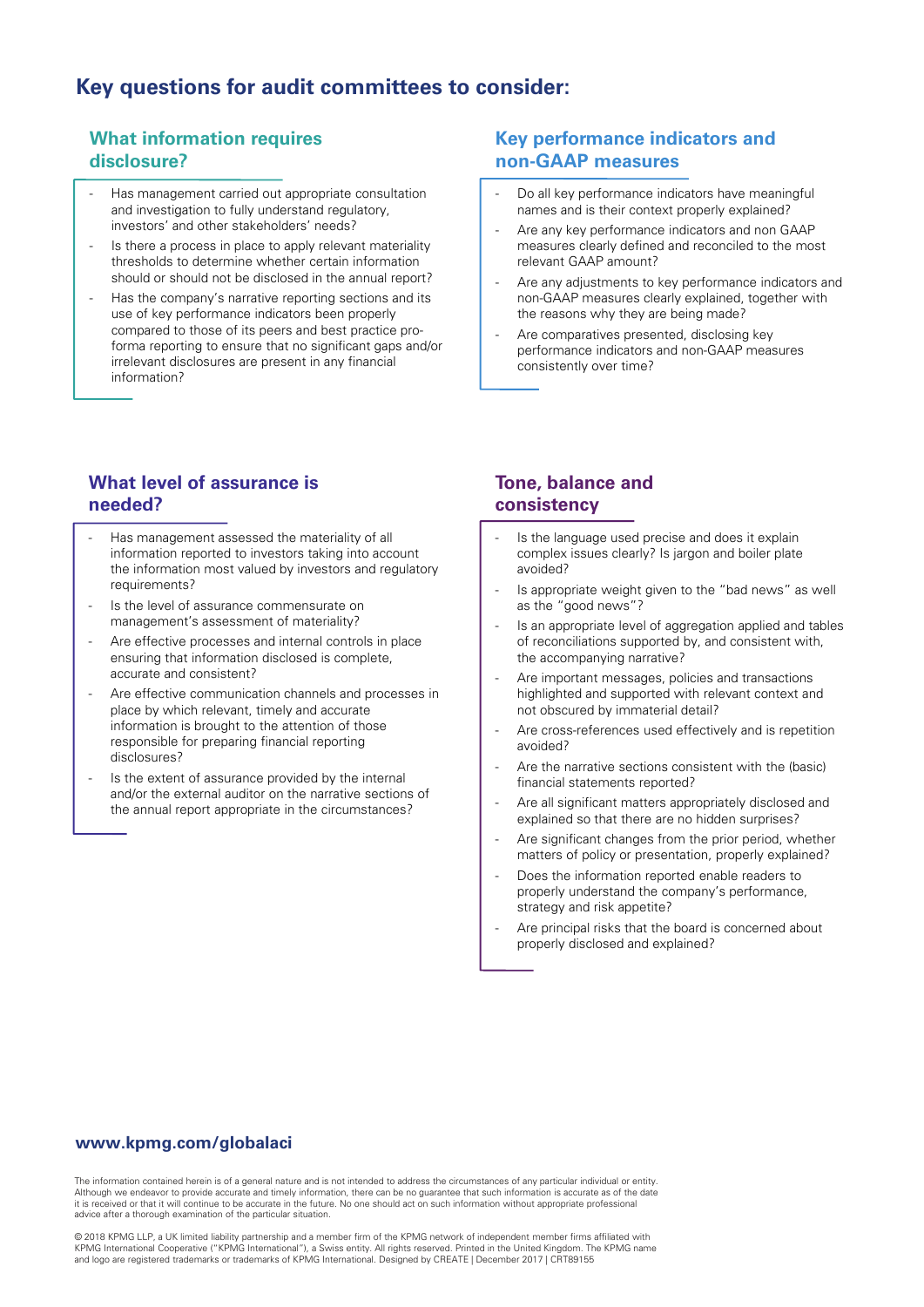# Key questions for audit committees to consider:

## What information requires disclosure?

- Has management carried out appropriate consultation and investigation to fully understand regulatory, investors' and other stakeholders' needs?
- Is there a process in place to apply relevant materiality thresholds to determine whether certain information should or should not be disclosed in the annual report?
- Has the company's narrative reporting sections and its use of key performance indicators been properly compared to those of its peers and best practice pro-forma reporting to ensure that no significant gaps and/or irrelevant disclosures are present in any financial information?

## Key performance indicators and non-GAAP measures

- Do all key performance indicators have meaningful names and is their context properly explained?
- Are any key performance indicators and non GAAP measures clearly defined and reconciled to the most relevant GAAP amount?
- Are any adjustments to key performance indicators and non-GAAP measures clearly explained, together with the reasons why they are being made?
- Are comparatives presented, disclosing key performance indicators and non-GAAP measures consistently over time?

## What level of assurance is needed?

- Has management assessed the materiality of all information reported to investors taking into account the information most valued by investors and regulatory requirements?
- Is the level of assurance commensurate on management's assessment of materiality?
- Are effective processes and internal controls in place ensuring that information disclosed is complete, accurate and consistent?
- Are effective communication channels and processes in place by which relevant, timely and accurate information is brought to the attention of those responsible for preparing financial reporting disclosures?
- Is the extent of assurance provided by the internal and/or the external auditor on the narrative sections of the annual report appropriate in the circumstances?

## Tone, balance and consistency

- Is the language used precise and does it explain complex issues clearly? Is jargon and boiler plate avoided?
- Is appropriate weight given to the "bad news" as well as the "good news"?
- Is an appropriate level of aggregation applied and tables of reconciliations supported by, and consistent with, the accompanying narrative?
- Are important messages, policies and transactions highlighted and supported with relevant context and not obscured by immaterial detail?
- Are cross-references used effectively and is repetition avoided?
- Are the narrative sections consistent with the (basic) financial statements reported?
- Are all significant matters appropriately disclosed and explained so that there are no hidden surprises?
- Are significant changes from the prior period, whether matters of policy or presentation, properly explained?
- Does the information reported enable readers to properly understand the company's performance, strategy and risk appetite?
- Are principal risks that the board is concerned about properly disclosed and explained?

**www.kpmg.com/globalaci**

The information contained herein is of a general nature and is not intended to address the circumstances of any particular individual or entity. Although we endeavor to provide accurate and timely information, there can be no guarantee that such information is accurate as of the date it is received or that it will continue to be accurate in the future. No one should act on such information without appropriate professional advice after a thorough examination of the particular situation.

© 2018 KPMG LLP, a UK limited liability partnership and a member firm of the KPMG network of independent member firms affiliated with KPMG International Cooperative ("KPMG International"), a Swiss entity. All rights reserved. Printed in the United Kingdom. The KPMG name and logo are registered trademarks or trademarks of KPMG International. Designed by CREATE | December 2017 | CRT89155